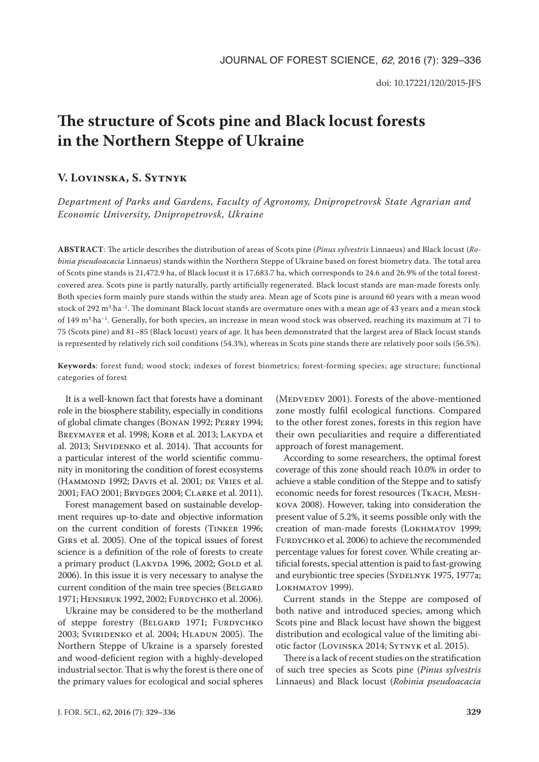# The structure of Scots pine and Black locust forests in the Northern Steppe of Ukraine

## V. Lovinska, S. Sytnyk

*Department of Parks and Gardens, Faculty of Agronomy, Dnipropetrovsk State Agrarian and Economic University, Dnipropetrovsk, Ukraine*

**ABSTRACT**: The article describes the distribution of areas of Scots pine (*Pinus sylvestris* Linnaeus) and Black locust (*Robinia pseudoacacia* Linnaeus) stands within the Northern Steppe of Ukraine based on forest biometry data. The total area of Scots pine stands is 21,472.9 ha, of Black locust it is 17,683.7 ha, which corresponds to 24.6 and 26.9% of the total forest-covered area. Scots pine is partly naturally, partly artificially regenerated. Black locust stands are man-made forests only. Both species form mainly pure stands within the study area. Mean age of Scots pine is around 60 years with a mean wood stock of 292 $m^3 \cdot ha^{-1}$. The dominant Black locust stands are overmature ones with a mean age of 43 years and a mean stock of 149 $m^3 \cdot ha^{-1}$. Generally, for both species, an increase in mean wood stock was observed, reaching its maximum at 71 to 75 (Scots pine) and 81–85 (Black locust) years of age. It has been demonstrated that the largest area of Black locust stands is represented by relatively rich soil conditions (54.3%), whereas in Scots pine stands there are relatively poor soils (56.5%).

**Keywords**: forest fund; wood stock; indexes of forest biometrics; forest-forming species; age structure; functional categories of forest

It is a well-known fact that forests have a dominant role in the biosphere stability, especially in conditions of global climate changes (Bonan 1992; Perry 1994; Breymayer et al. 1998; Korb et al. 2013; Lakyda et al. 2013; Shvidenko et al. 2014). That accounts for a particular interest of the world scientific community in monitoring the condition of forest ecosystems (Hammond 1992; Davis et al. 2001; de Vries et al. 2001; FAO 2001; Brydges 2004; Clarke et al. 2011).

Forest management based on sustainable development requires up-to-date and objective information on the current condition of forests (Tinker 1996; Girs et al. 2005). One of the topical issues of forest science is a definition of the role of forests to create a primary product (Lakyda 1996, 2002; Gold et al. 2006). In this issue it is very necessary to analyse the current condition of the main tree species (Belgard 1971; Hensiruk 1992, 2002; Furdychko et al. 2006).

Ukraine may be considered to be the motherland of steppe forestry (Belgard 1971; Furdychko 2003; Sviridenko et al. 2004; Hladun 2005). The Northern Steppe of Ukraine is a sparsely forested and wood-deficient region with a highly-developed industrial sector. That is why the forest is there one of the primary values for ecological and social spheres (Medvedev 2001). Forests of the above-mentioned zone mostly fulfil ecological functions. Compared to the other forest zones, forests in this region have their own peculiarities and require a differentiated approach of forest management.

According to some researchers, the optimal forest coverage of this zone should reach 10.0% in order to achieve a stable condition of the Steppe and to satisfy economic needs for forest resources (Tkach, Meshkova 2008). However, taking into consideration the present value of 5.2%, it seems possible only with the creation of man-made forests (Lokhmatov 1999; Furdychko et al. 2006) to achieve the recommended percentage values for forest cover. While creating artificial forests, special attention is paid to fast-growing and eurybiontic tree species (Sydelnyk 1975, 1977a; Lokhmatov 1999).

Current stands in the Steppe are composed of both native and introduced species, among which Scots pine and Black locust have shown the biggest distribution and ecological value of the limiting abiotic factor (Lovinska 2014; Sytnyk et al. 2015).

There is a lack of recent studies on the stratification of such tree species as Scots pine (*Pinus sylvestris* Linnaeus) and Black locust (*Robinia pseudoacacia*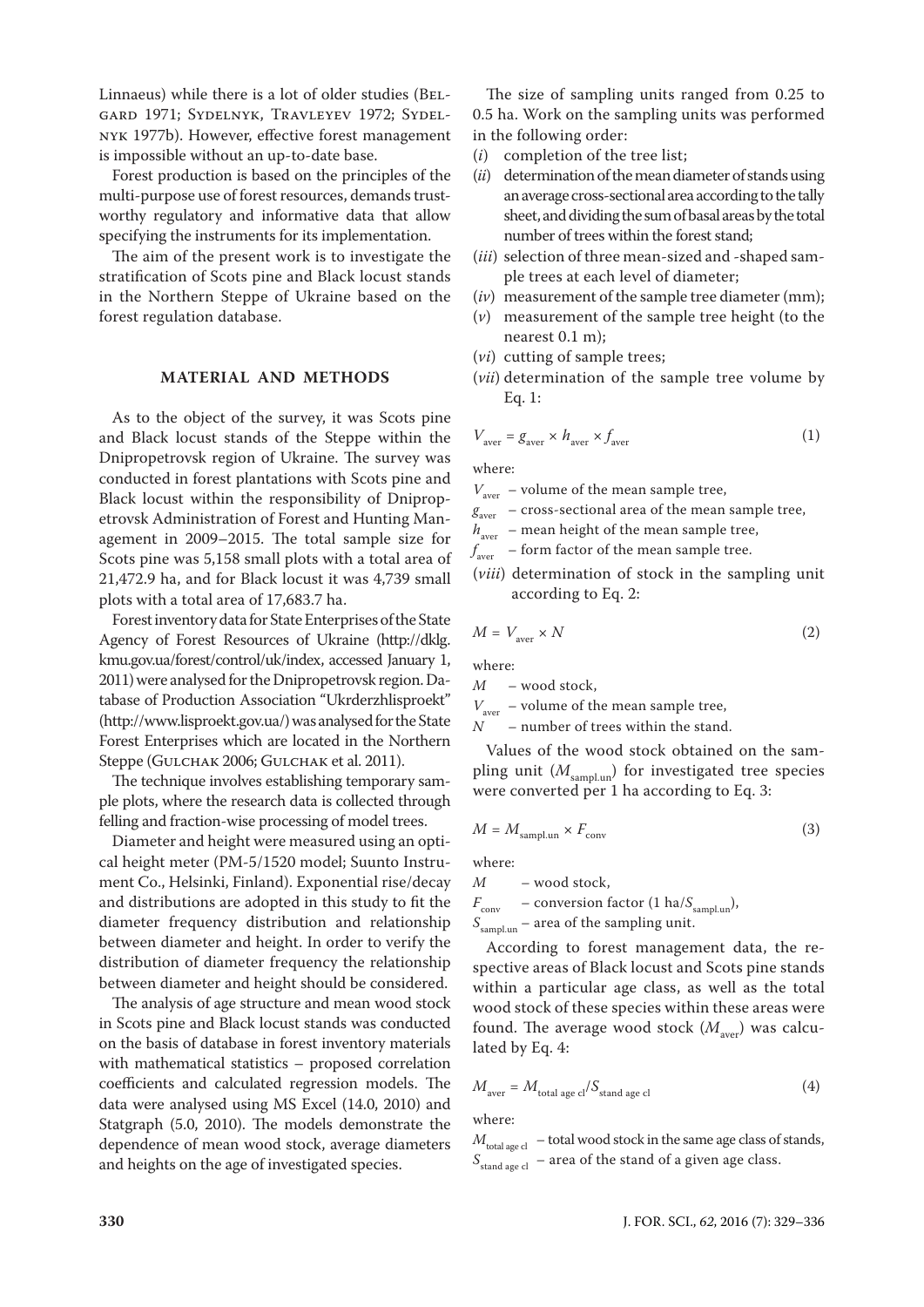Linnaeus) while there is a lot of older studies (Belgard 1971; Sydelnyk, Travleyev 1972; Sydelnyk 1977b). However, effective forest management is impossible without an up-to-date base.

Forest production is based on the principles of the multi-purpose use of forest resources, demands trustworthy regulatory and informative data that allow specifying the instruments for its implementation.

The aim of the present work is to investigate the stratification of Scots pine and Black locust stands in the Northern Steppe of Ukraine based on the forest regulation database.

## MATERIAL AND METHODS

As to the object of the survey, it was Scots pine and Black locust stands of the Steppe within the Dnipropetrovsk region of Ukraine. The survey was conducted in forest plantations with Scots pine and Black locust within the responsibility of Dnipropetrovsk Administration of Forest and Hunting Management in 2009–2015. The total sample size for Scots pine was 5,158 small plots with a total area of 21,472.9 ha, and for Black locust it was 4,739 small plots with a total area of 17,683.7 ha.

Forest inventory data for State Enterprises of the State Agency of Forest Resources of Ukraine (http://dklg.kmu.gov.ua/forest/control/uk/index, accessed January 1, 2011) were analysed for the Dnipropetrovsk region. Database of Production Association "Ukrderzhlisproekt" (http://www.lisproekt.gov.ua/) was analysed for the State Forest Enterprises which are located in the Northern Steppe (Gulchak 2006; Gulchak et al. 2011).

The technique involves establishing temporary sample plots, where the research data is collected through felling and fraction-wise processing of model trees.

Diameter and height were measured using an optical height meter (PM-5/1520 model; Suunto Instrument Co., Helsinki, Finland). Exponential rise/decay and distributions are adopted in this study to fit the diameter frequency distribution and relationship between diameter and height. In order to verify the distribution of diameter frequency the relationship between diameter and height should be considered.

The analysis of age structure and mean wood stock in Scots pine and Black locust stands was conducted on the basis of database in forest inventory materials with mathematical statistics – proposed correlation coefficients and calculated regression models. The data were analysed using MS Excel (14.0, 2010) and Statgraph (5.0, 2010). The models demonstrate the dependence of mean wood stock, average diameters and heights on the age of investigated species.

The size of sampling units ranged from 0.25 to 0.5 ha. Work on the sampling units was performed in the following order:

(*i*) completion of the tree list;

(*ii*) determination of the mean diameter of stands using an average cross-sectional area according to the tally sheet, and dividing the sum of basal areas by the total number of trees within the forest stand;

(*iii*) selection of three mean-sized and -shaped sample trees at each level of diameter;

(*iv*) measurement of the sample tree diameter (mm);

(*v*) measurement of the sample tree height (to the nearest 0.1 m);

(*vi*) cutting of sample trees;

(*vii*) determination of the sample tree volume by Eq. 1:

$$V_{aver} = g_{aver} \times h_{aver} \times f_{aver} \tag{1}$$

where:

$V_{aver}$ – volume of the mean sample tree,
$g_{aver}$ – cross-sectional area of the mean sample tree,
$h_{aver}$ – mean height of the mean sample tree,
$f_{aver}$ – form factor of the mean sample tree.

(*viii*) determination of stock in the sampling unit according to Eq. 2:

$$M = V_{aver} \times N \tag{2}$$

where:

$M$ – wood stock,
$V_{aver}$ – volume of the mean sample tree,
$N$ – number of trees within the stand.

Values of the wood stock obtained on the sampling unit ($M_{sampl.un}$) for investigated tree species were converted per 1 ha according to Eq. 3:

$$M = M_{sampl.un} \times F_{conv} \tag{3}$$

where:

$M$ – wood stock,
$F_{conv}$ – conversion factor (1 ha/$S_{sampl.un}$),
$S_{sampl.un}$ – area of the sampling unit.

According to forest management data, the respective areas of Black locust and Scots pine stands within a particular age class, as well as the total wood stock of these species within these areas were found. The average wood stock ($M_{aver}$) was calculated by Eq. 4:

$$M_{aver} = M_{total\ age\ cl}/S_{stand\ age\ cl} \tag{4}$$

where:

$M_{total\ age\ cl}$ – total wood stock in the same age class of stands,
$S_{stand\ age\ cl}$ – area of the stand of a given age class.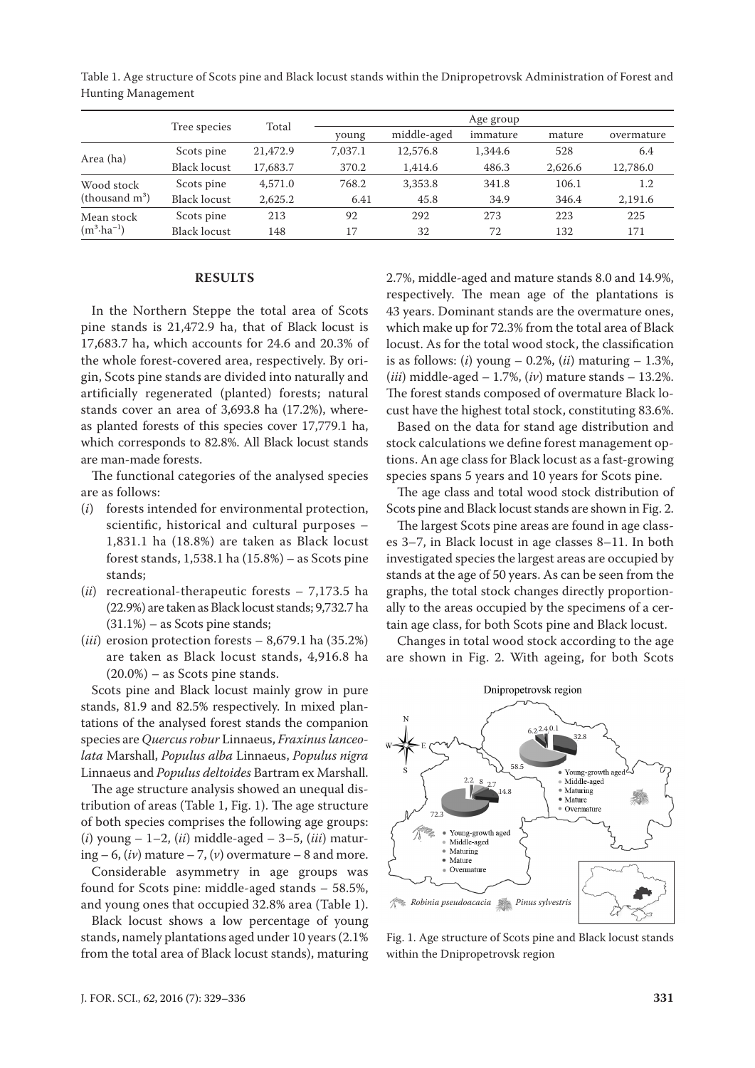Table 1. Age structure of Scots pine and Black locust stands within the Dnipropetrovsk Administration of Forest and Hunting Management

| | Tree species | Total | Age group | | | | |
|---|---|---|---|---|---|---|---|
| | | | young | middle-aged | immature | mature | overmature |
| Area (ha) | Scots pine | 21,472.9 | 7,037.1 | 12,576.8 | 1,344.6 | 528 | 6.4 |
| | Black locust | 17,683.7 | 370.2 | 1,414.6 | 486.3 | 2,626.6 | 12,786.0 |
| Wood stock (thousand $m^3$) | Scots pine | 4,571.0 | 768.2 | 3,353.8 | 341.8 | 106.1 | 1.2 |
| | Black locust | 2,625.2 | 6.41 | 45.8 | 34.9 | 346.4 | 2,191.6 |
| Mean stock ($m^3 \cdot ha^{-1}$) | Scots pine | 213 | 92 | 292 | 273 | 223 | 225 |
| | Black locust | 148 | 17 | 32 | 72 | 132 | 171 |

## RESULTS

In the Northern Steppe the total area of Scots pine stands is 21,472.9 ha, that of Black locust is 17,683.7 ha, which accounts for 24.6 and 20.3% of the whole forest-covered area, respectively. By origin, Scots pine stands are divided into naturally and artificially regenerated (planted) forests; natural stands cover an area of 3,693.8 ha (17.2%), whereas planted forests of this species cover 17,779.1 ha, which corresponds to 82.8%. All Black locust stands are man-made forests.

The functional categories of the analysed species are as follows:

(*i*) forests intended for environmental protection, scientific, historical and cultural purposes – 1,831.1 ha (18.8%) are taken as Black locust forest stands, 1,538.1 ha (15.8%) – as Scots pine stands;

(*ii*) recreational-therapeutic forests – 7,173.5 ha (22.9%) are taken as Black locust stands; 9,732.7 ha (31.1%) – as Scots pine stands;

(*iii*) erosion protection forests – 8,679.1 ha (35.2%) are taken as Black locust stands, 4,916.8 ha (20.0%) – as Scots pine stands.

Scots pine and Black locust mainly grow in pure stands, 81.9 and 82.5% respectively. In mixed plantations of the analysed forest stands the companion species are *Quercus robur* Linnaeus, *Fraxinus lanceolata* Marshall, *Populus alba* Linnaeus, *Populus nigra* Linnaeus and *Populus deltoides* Bartram ex Marshall.

The age structure analysis showed an unequal distribution of areas (Table 1, Fig. 1). The age structure of both species comprises the following age groups: (*i*) young – 1–2, (*ii*) middle-aged – 3–5, (*iii*) maturing – 6, (*iv*) mature – 7, (*v*) overmature – 8 and more.

Considerable asymmetry in age groups was found for Scots pine: middle-aged stands – 58.5%, and young ones that occupied 32.8% area (Table 1).

Black locust shows a low percentage of young stands, namely plantations aged under 10 years (2.1% from the total area of Black locust stands), maturing 2.7%, middle-aged and mature stands 8.0 and 14.9%, respectively. The mean age of the plantations is 43 years. Dominant stands are the overmature ones, which make up for 72.3% from the total area of Black locust. As for the total wood stock, the classification is as follows: (*i*) young – 0.2%, (*ii*) maturing – 1.3%, (*iii*) middle-aged – 1.7%, (*iv*) mature stands – 13.2%. The forest stands composed of overmature Black locust have the highest total stock, constituting 83.6%.

Based on the data for stand age distribution and stock calculations we define forest management options. An age class for Black locust as a fast-growing species spans 5 years and 10 years for Scots pine.

The age class and total wood stock distribution of Scots pine and Black locust stands are shown in Fig. 2.

The largest Scots pine areas are found in age classes 3–7, in Black locust in age classes 8–11. In both investigated species the largest areas are occupied by stands at the age of 50 years. As can be seen from the graphs, the total stock changes directly proportionally to the areas occupied by the specimens of a certain age class, for both Scots pine and Black locust.

Changes in total wood stock according to the age are shown in Fig. 2. With ageing, for both Scots

Fig. 1. Age structure of Scots pine and Black locust stands within the Dnipropetrovsk region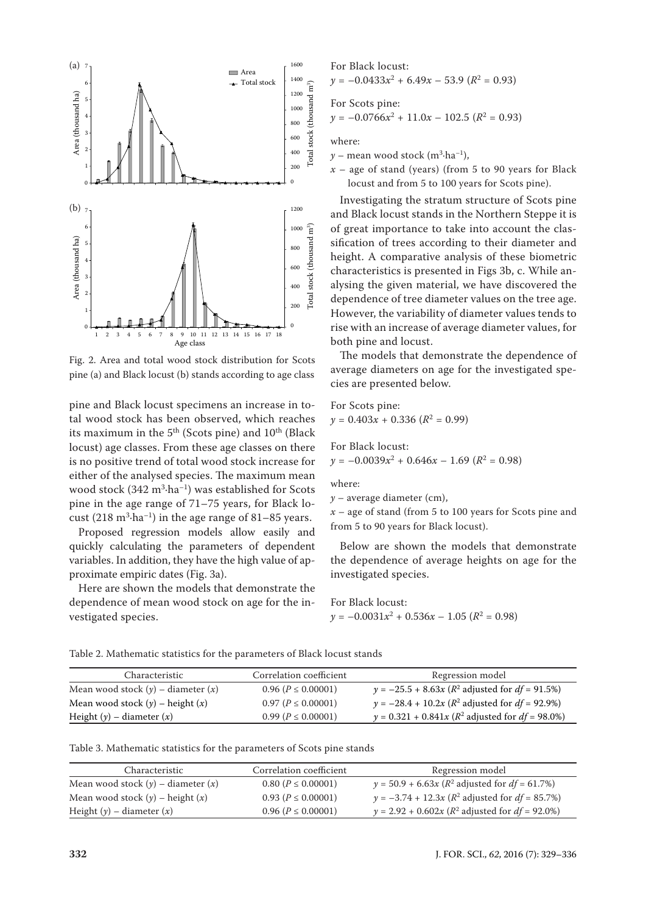Fig. 2. Area and total wood stock distribution for Scots pine (a) and Black locust (b) stands according to age class

pine and Black locust specimens an increase in total wood stock has been observed, which reaches its maximum in the 5th (Scots pine) and 10th (Black locust) age classes. From these age classes on there is no positive trend of total wood stock increase for either of the analysed species. The maximum mean wood stock (342 $m^3 \cdot ha^{-1}$) was established for Scots pine in the age range of 71–75 years, for Black locust (218 $m^3 \cdot ha^{-1}$) in the age range of 81–85 years.

Proposed regression models allow easily and quickly calculating the parameters of dependent variables. In addition, they have the high value of approximate empiric dates (Fig. 3a).

Here are shown the models that demonstrate the dependence of mean wood stock on age for the investigated species.

For Black locust:

$$y = -0.0433x^2 + 6.49x - 53.9 \ (R^2 = 0.93)$$

For Scots pine:

$$y = -0.0766x^2 + 11.0x - 102.5 \ (R^2 = 0.93)$$

where:

$y$ – mean wood stock ($m^3 \cdot ha^{-1}$),

$x$ – age of stand (years) (from 5 to 90 years for Black locust and from 5 to 100 years for Scots pine).

Investigating the stratum structure of Scots pine and Black locust stands in the Northern Steppe it is of great importance to take into account the classification of trees according to their diameter and height. A comparative analysis of these biometric characteristics is presented in Figs 3b, c. While analysing the given material, we have discovered the dependence of tree diameter values on the tree age. However, the variability of diameter values tends to rise with an increase of average diameter values, for both pine and locust.

The models that demonstrate the dependence of average diameters on age for the investigated species are presented below.

For Scots pine:

$$y = 0.403x + 0.336 \ (R^2 = 0.99)$$

For Black locust:

$$y = -0.0039x^2 + 0.646x - 1.69 \ (R^2 = 0.98)$$

where:

$y$ – average diameter (cm),

$x$ – age of stand (from 5 to 100 years for Scots pine and from 5 to 90 years for Black locust).

Below are shown the models that demonstrate the dependence of average heights on age for the investigated species.

For Black locust:

$$y = -0.0031x^2 + 0.536x - 1.05 \ (R^2 = 0.98)$$

Table 2. Mathematic statistics for the parameters of Black locust stands

| Characteristic | Correlation coefficient | Regression model |
|---|---|---|
| Mean wood stock ($y$) – diameter ($x$) | 0.96 ($P \leq 0.00001$) | $y = -25.5 + 8.63x$ ($R^2$ adjusted for $df$ = 91.5%) |
| Mean wood stock ($y$) – height ($x$) | 0.97 ($P \leq 0.00001$) | $y = -28.4 + 10.2x$ ($R^2$ adjusted for $df$ = 92.9%) |
| Height ($y$) – diameter ($x$) | 0.99 ($P \leq 0.00001$) | $y = 0.321 + 0.841x$ ($R^2$ adjusted for $df$ = 98.0%) |

Table 3. Mathematic statistics for the parameters of Scots pine stands

| Characteristic | Correlation coefficient | Regression model |
|---|---|---|
| Mean wood stock ($y$) – diameter ($x$) | 0.80 ($P \leq 0.00001$) | $y = 50.9 + 6.63x$ ($R^2$ adjusted for $df$ = 61.7%) |
| Mean wood stock ($y$) – height ($x$) | 0.93 ($P \leq 0.00001$) | $y = -3.74 + 12.3x$ ($R^2$ adjusted for $df$ = 85.7%) |
| Height ($y$) – diameter ($x$) | 0.96 ($P \leq 0.00001$) | $y = 2.92 + 0.602x$ ($R^2$ adjusted for $df$ = 92.0%) |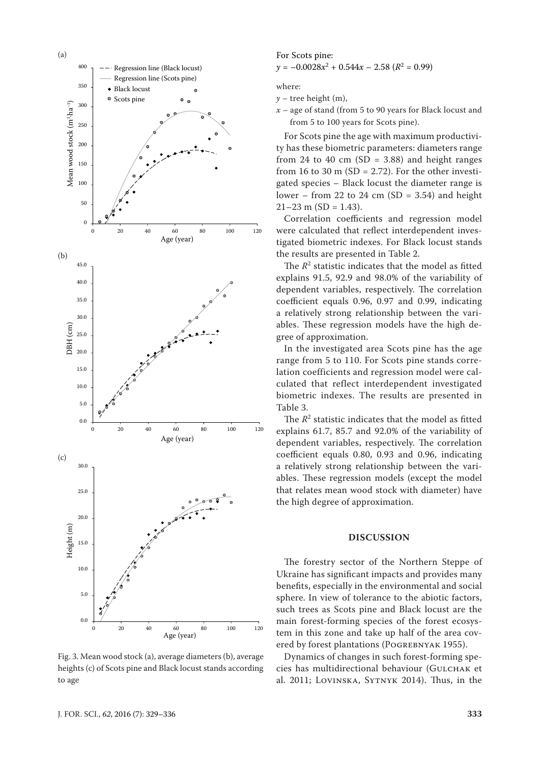Fig. 3. Mean wood stock (a), average diameters (b), average heights (c) of Scots pine and Black locust stands according to age

For Scots pine:

$$y = -0.0028x^2 + 0.544x - 2.58 \ (R^2 = 0.99)$$

where:

$y$ – tree height (m),

$x$ – age of stand (from 5 to 90 years for Black locust and from 5 to 100 years for Scots pine).

For Scots pine the age with maximum productivity has these biometric parameters: diameters range from 24 to 40 cm (SD = 3.88) and height ranges from 16 to 30 m (SD = 2.72). For the other investigated species – Black locust the diameter range is lower – from 22 to 24 cm (SD = 3.54) and height 21–23 m (SD = 1.43).

Correlation coefficients and regression model were calculated that reflect interdependent investigated biometric indexes. For Black locust stands the results are presented in Table 2.

The $R^2$ statistic indicates that the model as fitted explains 91.5, 92.9 and 98.0% of the variability of dependent variables, respectively. The correlation coefficient equals 0.96, 0.97 and 0.99, indicating a relatively strong relationship between the variables. These regression models have the high degree of approximation.

In the investigated area Scots pine has the age range from 5 to 110. For Scots pine stands correlation coefficients and regression model were calculated that reflect interdependent investigated biometric indexes. The results are presented in Table 3.

The $R^2$ statistic indicates that the model as fitted explains 61.7, 85.7 and 92.0% of the variability of dependent variables, respectively. The correlation coefficient equals 0.80, 0.93 and 0.96, indicating a relatively strong relationship between the variables. These regression models (except the model that relates mean wood stock with diameter) have the high degree of approximation.

## DISCUSSION

The forestry sector of the Northern Steppe of Ukraine has significant impacts and provides many benefits, especially in the environmental and social sphere. In view of tolerance to the abiotic factors, such trees as Scots pine and Black locust are the main forest-forming species of the forest ecosystem in this zone and take up half of the area covered by forest plantations (Pogrebnyak 1955).

Dynamics of changes in such forest-forming species has multidirectional behaviour (Gulchak et al. 2011; Lovinska, Sytnyk 2014). Thus, in the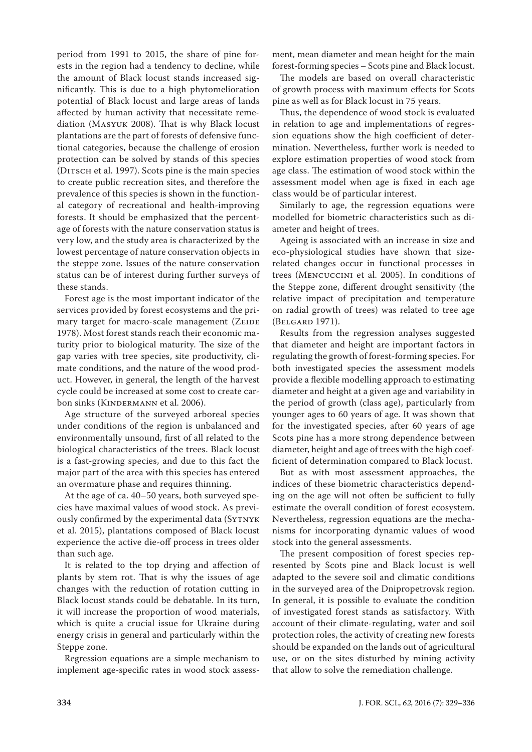period from 1991 to 2015, the share of pine forests in the region had a tendency to decline, while the amount of Black locust stands increased significantly. This is due to a high phytomelioration potential of Black locust and large areas of lands affected by human activity that necessitate remediation (Masyuk 2008). That is why Black locust plantations are the part of forests of defensive functional categories, because the challenge of erosion protection can be solved by stands of this species (Ditsch et al. 1997). Scots pine is the main species to create public recreation sites, and therefore the prevalence of this species is shown in the functional category of recreational and health-improving forests. It should be emphasized that the percentage of forests with the nature conservation status is very low, and the study area is characterized by the lowest percentage of nature conservation objects in the steppe zone. Issues of the nature conservation status can be of interest during further surveys of these stands.

Forest age is the most important indicator of the services provided by forest ecosystems and the primary target for macro-scale management (Zeide 1978). Most forest stands reach their economic maturity prior to biological maturity. The size of the gap varies with tree species, site productivity, climate conditions, and the nature of the wood product. However, in general, the length of the harvest cycle could be increased at some cost to create carbon sinks (Kindermann et al. 2006).

Age structure of the surveyed arboreal species under conditions of the region is unbalanced and environmentally unsound, first of all related to the biological characteristics of the trees. Black locust is a fast-growing species, and due to this fact the major part of the area with this species has entered an overmature phase and requires thinning.

At the age of ca. 40–50 years, both surveyed species have maximal values of wood stock. As previously confirmed by the experimental data (Sytnyk et al. 2015), plantations composed of Black locust experience the active die-off process in trees older than such age.

It is related to the top drying and affection of plants by stem rot. That is why the issues of age changes with the reduction of rotation cutting in Black locust stands could be debatable. In its turn, it will increase the proportion of wood materials, which is quite a crucial issue for Ukraine during energy crisis in general and particularly within the Steppe zone.

Regression equations are a simple mechanism to implement age-specific rates in wood stock assessment, mean diameter and mean height for the main forest-forming species – Scots pine and Black locust.

The models are based on overall characteristic of growth process with maximum effects for Scots pine as well as for Black locust in 75 years.

Thus, the dependence of wood stock is evaluated in relation to age and implementations of regression equations show the high coefficient of determination. Nevertheless, further work is needed to explore estimation properties of wood stock from age class. The estimation of wood stock within the assessment model when age is fixed in each age class would be of particular interest.

Similarly to age, the regression equations were modelled for biometric characteristics such as diameter and height of trees.

Ageing is associated with an increase in size and eco-physiological studies have shown that size-related changes occur in functional processes in trees (Mencuccini et al. 2005). In conditions of the Steppe zone, different drought sensitivity (the relative impact of precipitation and temperature on radial growth of trees) was related to tree age (Belgard 1971).

Results from the regression analyses suggested that diameter and height are important factors in regulating the growth of forest-forming species. For both investigated species the assessment models provide a flexible modelling approach to estimating diameter and height at a given age and variability in the period of growth (class age), particularly from younger ages to 60 years of age. It was shown that for the investigated species, after 60 years of age Scots pine has a more strong dependence between diameter, height and age of trees with the high coefficient of determination compared to Black locust.

But as with most assessment approaches, the indices of these biometric characteristics depending on the age will not often be sufficient to fully estimate the overall condition of forest ecosystem. Nevertheless, regression equations are the mechanisms for incorporating dynamic values of wood stock into the general assessments.

The present composition of forest species represented by Scots pine and Black locust is well adapted to the severe soil and climatic conditions in the surveyed area of the Dnipropetrovsk region. In general, it is possible to evaluate the condition of investigated forest stands as satisfactory. With account of their climate-regulating, water and soil protection roles, the activity of creating new forests should be expanded on the lands out of agricultural use, or on the sites disturbed by mining activity that allow to solve the remediation challenge.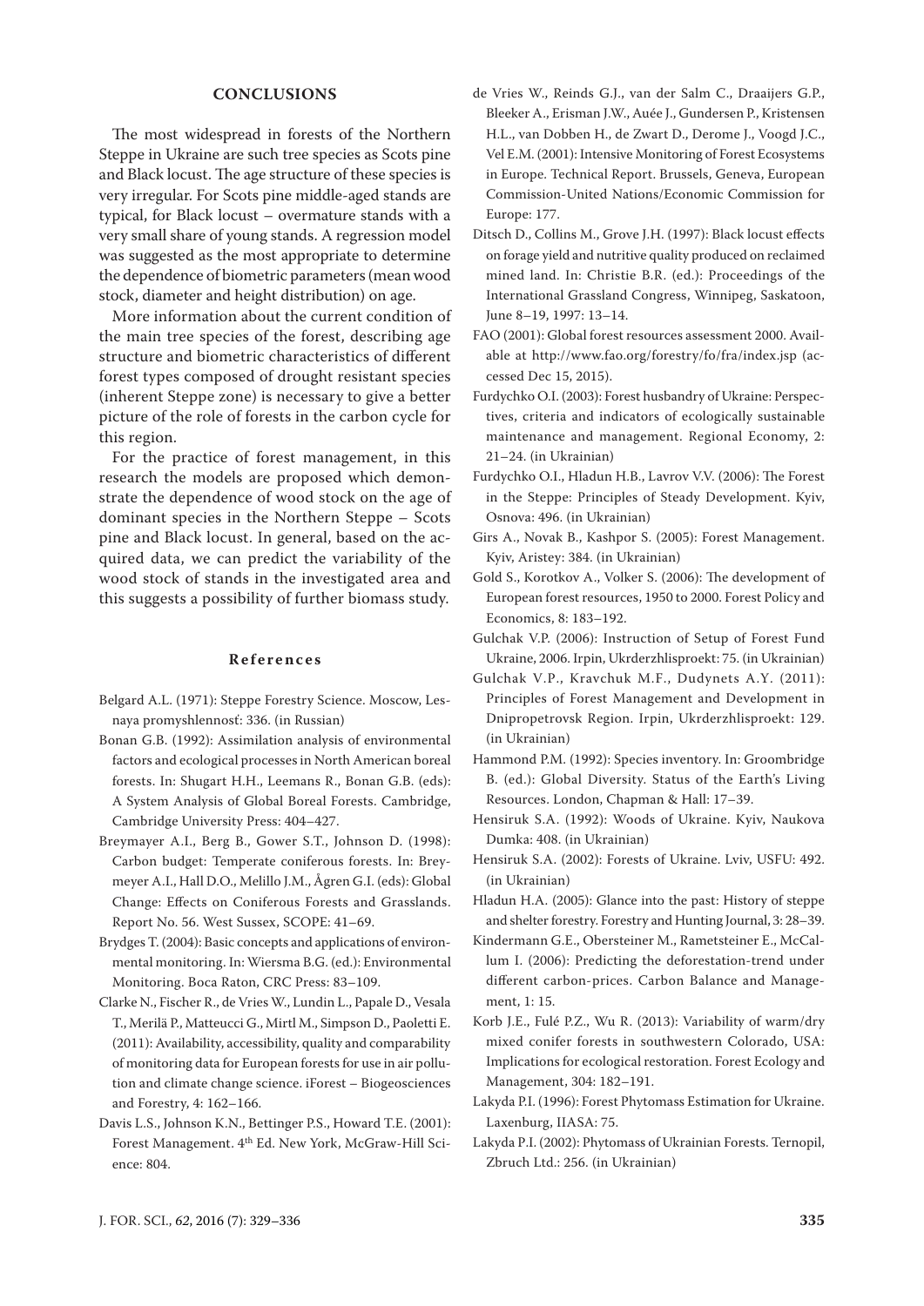## CONCLUSIONS

The most widespread in forests of the Northern Steppe in Ukraine are such tree species as Scots pine and Black locust. The age structure of these species is very irregular. For Scots pine middle-aged stands are typical, for Black locust – overmature stands with a very small share of young stands. A regression model was suggested as the most appropriate to determine the dependence of biometric parameters (mean wood stock, diameter and height distribution) on age.

More information about the current condition of the main tree species of the forest, describing age structure and biometric characteristics of different forest types composed of drought resistant species (inherent Steppe zone) is necessary to give a better picture of the role of forests in the carbon cycle for this region.

For the practice of forest management, in this research the models are proposed which demonstrate the dependence of wood stock on the age of dominant species in the Northern Steppe – Scots pine and Black locust. In general, based on the acquired data, we can predict the variability of the wood stock of stands in the investigated area and this suggests a possibility of further biomass study.

## References

Belgard A.L. (1971): Steppe Forestry Science. Moscow, Lesnaya promyshlennost: 336. (in Russian)

Bonan G.B. (1992): Assimilation analysis of environmental factors and ecological processes in North American boreal forests. In: Shugart H.H., Leemans R., Bonan G.B. (eds): A System Analysis of Global Boreal Forests. Cambridge, Cambridge University Press: 404–427.

Breymayer A.I., Berg B., Gower S.T., Johnson D. (1998): Carbon budget: Temperate coniferous forests. In: Breymeyer A.I., Hall D.O., Melillo J.M., Ågren G.I. (eds): Global Change: Effects on Coniferous Forests and Grasslands. Report No. 56. West Sussex, SCOPE: 41–69.

Brydges T. (2004): Basic concepts and applications of environmental monitoring. In: Wiersma B.G. (ed.): Environmental Monitoring. Boca Raton, CRC Press: 83–109.

Clarke N., Fischer R., de Vries W., Lundin L., Papale D., Vesala T., Merilä P., Matteucci G., Mirtl M., Simpson D., Paoletti E. (2011): Availability, accessibility, quality and comparability of monitoring data for European forests for use in air pollution and climate change science. iForest – Biogeosciences and Forestry, 4: 162–166.

Davis L.S., Johnson K.N., Bettinger P.S., Howard T.E. (2001): Forest Management. 4th Ed. New York, McGraw-Hill Science: 804.

de Vries W., Reinds G.J., van der Salm C., Draaijers G.P., Bleeker A., Erisman J.W., Auée J., Gundersen P., Kristensen H.L., van Dobben H., de Zwart D., Derome J., Voogd J.C., Vel E.M. (2001): Intensive Monitoring of Forest Ecosystems in Europe. Technical Report. Brussels, Geneva, European Commission-United Nations/Economic Commission for Europe: 177.

Ditsch D., Collins M., Grove J.H. (1997): Black locust effects on forage yield and nutritive quality produced on reclaimed mined land. In: Christie B.R. (ed.): Proceedings of the International Grassland Congress, Winnipeg, Saskatoon, June 8–19, 1997: 13–14.

FAO (2001): Global forest resources assessment 2000. Available at http://www.fao.org/forestry/fo/fra/index.jsp (accessed Dec 15, 2015).

Furdychko O.I. (2003): Forest husbandry of Ukraine: Perspectives, criteria and indicators of ecologically sustainable maintenance and management. Regional Economy, 2: 21–24. (in Ukrainian)

Furdychko O.I., Hladun H.B., Lavrov V.V. (2006): The Forest in the Steppe: Principles of Steady Development. Kyiv, Osnova: 496. (in Ukrainian)

Girs A., Novak B., Kashpor S. (2005): Forest Management. Kyiv, Aristey: 384. (in Ukrainian)

Gold S., Korotkov A., Volker S. (2006): The development of European forest resources, 1950 to 2000. Forest Policy and Economics, 8: 183–192.

Gulchak V.P. (2006): Instruction of Setup of Forest Fund Ukraine, 2006. Irpin, Ukrderzhlisproekt: 75. (in Ukrainian)

Gulchak V.P., Kravchuk M.F., Dudynets A.Y. (2011): Principles of Forest Management and Development in Dnipropetrovsk Region. Irpin, Ukrderzhlisproekt: 129. (in Ukrainian)

Hammond P.M. (1992): Species inventory. In: Groombridge B. (ed.): Global Diversity. Status of the Earth's Living Resources. London, Chapman & Hall: 17–39.

Hensiruk S.A. (1992): Woods of Ukraine. Kyiv, Naukova Dumka: 408. (in Ukrainian)

Hensiruk S.A. (2002): Forests of Ukraine. Lviv, USFU: 492. (in Ukrainian)

Hladun H.A. (2005): Glance into the past: History of steppe and shelter forestry. Forestry and Hunting Journal, 3: 28–39.

Kindermann G.E., Obersteiner M., Rametsteiner E., McCallum I. (2006): Predicting the deforestation-trend under different carbon-prices. Carbon Balance and Management, 1: 15.

Korb J.E., Fulé P.Z., Wu R. (2013): Variability of warm/dry mixed conifer forests in southwestern Colorado, USA: Implications for ecological restoration. Forest Ecology and Management, 304: 182–191.

Lakyda P.I. (1996): Forest Phytomass Estimation for Ukraine. Laxenburg, IIASA: 75.

Lakyda P.I. (2002): Phytomass of Ukrainian Forests. Ternopil, Zbruch Ltd.: 256. (in Ukrainian)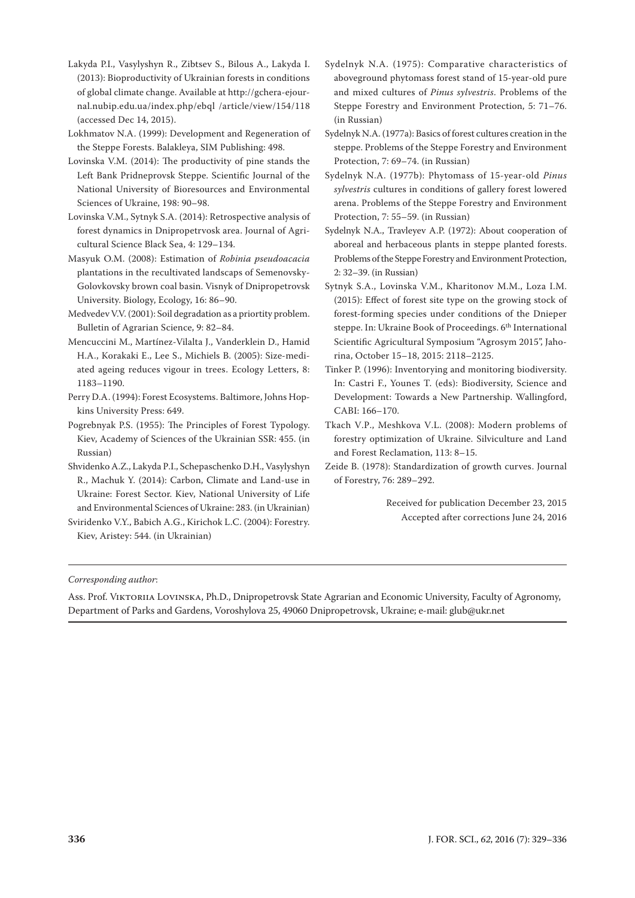Lakyda P.I., Vasylyshyn R., Zibtsev S., Bilous A., Lakyda I. (2013): Bioproductivity of Ukrainian forests in conditions of global climate change. Available at http://gchera-ejournal.nubip.edu.ua/index.php/ebql /article/view/154/118 (accessed Dec 14, 2015).

Lokhmatov N.A. (1999): Development and Regeneration of the Steppe Forests. Balakleya, SIM Publishing: 498.

Lovinska V.M. (2014): The productivity of pine stands the Left Bank Pridneprovsk Steppe. Scientific Journal of the National University of Bioresources and Environmental Sciences of Ukraine, 198: 90–98.

Lovinska V.M., Sytnyk S.A. (2014): Retrospective analysis of forest dynamics in Dnipropetrvosk area. Journal of Agricultural Science Black Sea, 4: 129–134.

Masyuk O.M. (2008): Estimation of *Robinia pseudoacacia* plantations in the recultivated landscaps of Semenovsky-Golovkovsky brown coal basin. Visnyk of Dnipropetrovsk University. Biology, Ecology, 16: 86–90.

Medvedev V.V. (2001): Soil degradation as a priortity problem. Bulletin of Agrarian Science, 9: 82–84.

Mencuccini M., Martínez-Vilalta J., Vanderklein D., Hamid H.A., Korakaki E., Lee S., Michiels B. (2005): Size-mediated ageing reduces vigour in trees. Ecology Letters, 8: 1183–1190.

Perry D.A. (1994): Forest Ecosystems. Baltimore, Johns Hopkins University Press: 649.

Pogrebnyak P.S. (1955): The Principles of Forest Typology. Kiev, Academy of Sciences of the Ukrainian SSR: 455. (in Russian)

Shvidenko A.Z., Lakyda P.I., Schepaschenko D.H., Vasylyshyn R., Machuk Y. (2014): Carbon, Climate and Land-use in Ukraine: Forest Sector. Kiev, National University of Life and Environmental Sciences of Ukraine: 283. (in Ukrainian)

Sviridenko V.Y., Babich A.G., Kirichok L.C. (2004): Forestry. Kiev, Aristey: 544. (in Ukrainian)

Sydelnyk N.A. (1975): Comparative characteristics of aboveground phytomass forest stand of 15-year-old pure and mixed cultures of *Pinus sylvestris*. Problems of the Steppe Forestry and Environment Protection, 5: 71–76. (in Russian)

Sydelnyk N.A. (1977a): Basics of forest cultures creation in the steppe. Problems of the Steppe Forestry and Environment Protection, 7: 69–74. (in Russian)

Sydelnyk N.A. (1977b): Phytomass of 15-year-old *Pinus sylvestris* cultures in conditions of gallery forest lowered arena. Problems of the Steppe Forestry and Environment Protection, 7: 55–59. (in Russian)

Sydelnyk N.A., Travleyev A.P. (1972): About cooperation of aboreal and herbaceous plants in steppe planted forests. Problems of the Steppe Forestry and Environment Protection, 2: 32–39. (in Russian)

Sytnyk S.A., Lovinska V.M., Kharitonov M.M., Loza I.M. (2015): Effect of forest site type on the growing stock of forest-forming species under conditions of the Dnieper steppe. In: Ukraine Book of Proceedings. 6th International Scientific Agricultural Symposium "Agrosym 2015", Jahorina, October 15–18, 2015: 2118–2125.

Tinker P. (1996): Inventorying and monitoring biodiversity. In: Castri F., Younes T. (eds): Biodiversity, Science and Development: Towards a New Partnership. Wallingford, CABI: 166–170.

Tkach V.P., Meshkova V.L. (2008): Modern problems of forestry optimization of Ukraine. Silviculture and Land and Forest Reclamation, 113: 8–15.

Zeide B. (1978): Standardization of growth curves. Journal of Forestry, 76: 289–292.

Received for publication December 23, 2015
Accepted after corrections June 24, 2016

*Corresponding author*:

Ass. Prof. Viktoriia Lovinska, Ph.D., Dnipropetrovsk State Agrarian and Economic University, Faculty of Agronomy, Department of Parks and Gardens, Voroshylova 25, 49060 Dnipropetrovsk, Ukraine; e-mail: glub@ukr.net